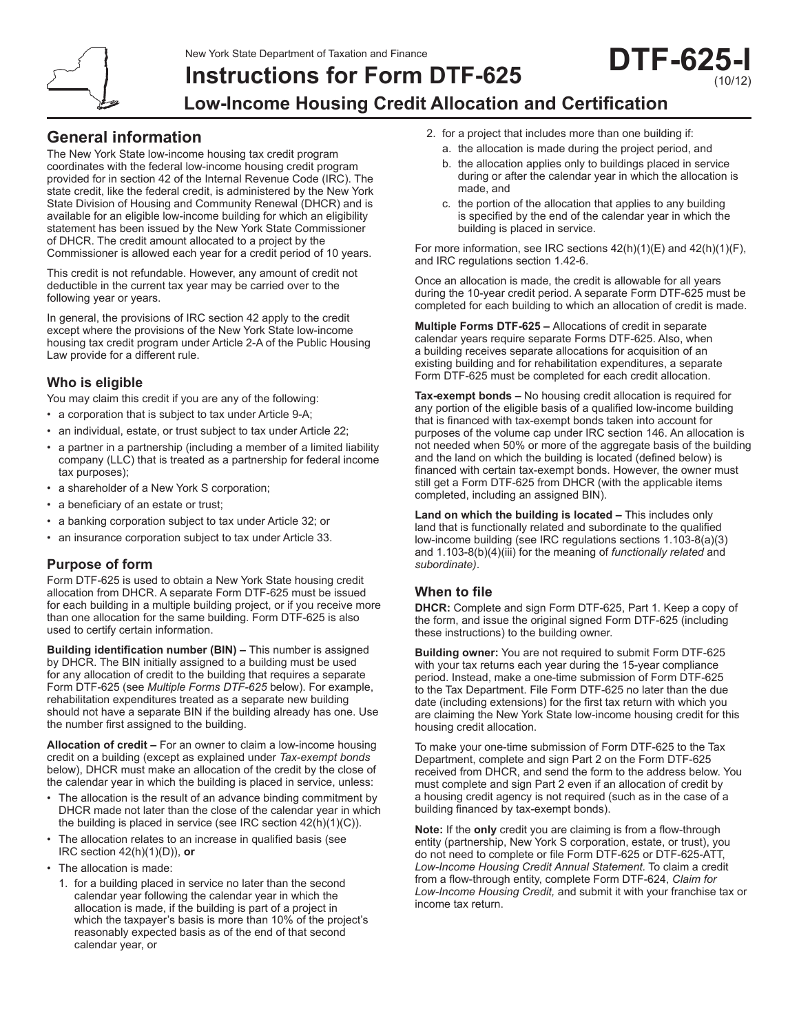New York State Department of Taxation and Finance

# Instructions for Form DTF-625

**DTF-625-I** (10/12)

## Low-Income Housing Credit Allocation and Certification

## General information

The New York State low-income housing tax credit program coordinates with the federal low-income housing credit program provided for in section 42 of the Internal Revenue Code (IRC). The state credit, like the federal credit, is administered by the New York State Division of Housing and Community Renewal (DHCR) and is available for an eligible low-income building for which an eligibility statement has been issued by the New York State Commissioner of DHCR. The credit amount allocated to a project by the Commissioner is allowed each year for a credit period of 10 years.

This credit is not refundable. However, any amount of credit not deductible in the current tax year may be carried over to the following year or years.

In general, the provisions of IRC section 42 apply to the credit except where the provisions of the New York State low-income housing tax credit program under Article 2-A of the Public Housing Law provide for a different rule.

### Who is eligible

You may claim this credit if you are any of the following:

- a corporation that is subject to tax under Article 9-A;
- an individual, estate, or trust subject to tax under Article 22;
- a partner in a partnership (including a member of a limited liability company (LLC) that is treated as a partnership for federal income tax purposes);
- a shareholder of a New York S corporation;
- a beneficiary of an estate or trust;
- a banking corporation subject to tax under Article 32; or
- an insurance corporation subject to tax under Article 33.

### Purpose of form

Form DTF-625 is used to obtain a New York State housing credit allocation from DHCR. A separate Form DTF-625 must be issued for each building in a multiple building project, or if you receive more than one allocation for the same building. Form DTF-625 is also used to certify certain information.

**Building identification number (BIN) –** This number is assigned by DHCR. The BIN initially assigned to a building must be used for any allocation of credit to the building that requires a separate Form DTF-625 (see *Multiple Forms DTF-625* below). For example, rehabilitation expenditures treated as a separate new building should not have a separate BIN if the building already has one. Use the number first assigned to the building.

**Allocation of credit –** For an owner to claim a low-income housing credit on a building (except as explained under *Tax-exempt bonds* below), DHCR must make an allocation of the credit by the close of the calendar year in which the building is placed in service, unless:

- The allocation is the result of an advance binding commitment by DHCR made not later than the close of the calendar year in which the building is placed in service (see IRC section 42(h)(1)(C)).
- The allocation relates to an increase in qualified basis (see IRC section 42(h)(1)(D)), **or**
- The allocation is made:
  1. for a building placed in service no later than the second calendar year following the calendar year in which the allocation is made, if the building is part of a project in which the taxpayer's basis is more than 10% of the project's reasonably expected basis as of the end of that second calendar year, or
  2. for a project that includes more than one building if:
     a. the allocation is made during the project period, and
     b. the allocation applies only to buildings placed in service during or after the calendar year in which the allocation is made, and
     c. the portion of the allocation that applies to any building is specified by the end of the calendar year in which the building is placed in service.

For more information, see IRC sections 42(h)(1)(E) and 42(h)(1)(F), and IRC regulations section 1.42-6.

Once an allocation is made, the credit is allowable for all years during the 10-year credit period. A separate Form DTF-625 must be completed for each building to which an allocation of credit is made.

**Multiple Forms DTF-625 –** Allocations of credit in separate calendar years require separate Forms DTF-625. Also, when a building receives separate allocations for acquisition of an existing building and for rehabilitation expenditures, a separate Form DTF-625 must be completed for each credit allocation.

**Tax-exempt bonds –** No housing credit allocation is required for any portion of the eligible basis of a qualified low-income building that is financed with tax-exempt bonds taken into account for purposes of the volume cap under IRC section 146. An allocation is not needed when 50% or more of the aggregate basis of the building and the land on which the building is located (defined below) is financed with certain tax-exempt bonds. However, the owner must still get a Form DTF-625 from DHCR (with the applicable items completed, including an assigned BIN).

**Land on which the building is located –** This includes only land that is functionally related and subordinate to the qualified low-income building (see IRC regulations sections 1.103-8(a)(3) and 1.103-8(b)(4)(iii) for the meaning of *functionally related* and *subordinate)*.

### When to file

**DHCR:** Complete and sign Form DTF-625, Part 1. Keep a copy of the form, and issue the original signed Form DTF-625 (including these instructions) to the building owner.

**Building owner:** You are not required to submit Form DTF-625 with your tax returns each year during the 15-year compliance period. Instead, make a one-time submission of Form DTF-625 to the Tax Department. File Form DTF-625 no later than the due date (including extensions) for the first tax return with which you are claiming the New York State low-income housing credit for this housing credit allocation.

To make your one-time submission of Form DTF-625 to the Tax Department, complete and sign Part 2 on the Form DTF-625 received from DHCR, and send the form to the address below. You must complete and sign Part 2 even if an allocation of credit by a housing credit agency is not required (such as in the case of a building financed by tax-exempt bonds).

**Note:** If the **only** credit you are claiming is from a flow-through entity (partnership, New York S corporation, estate, or trust), you do not need to complete or file Form DTF-625 or DTF-625-ATT, *Low-Income Housing Credit Annual Statement.* To claim a credit from a flow-through entity, complete Form DTF-624, *Claim for Low-Income Housing Credit,* and submit it with your franchise tax or income tax return.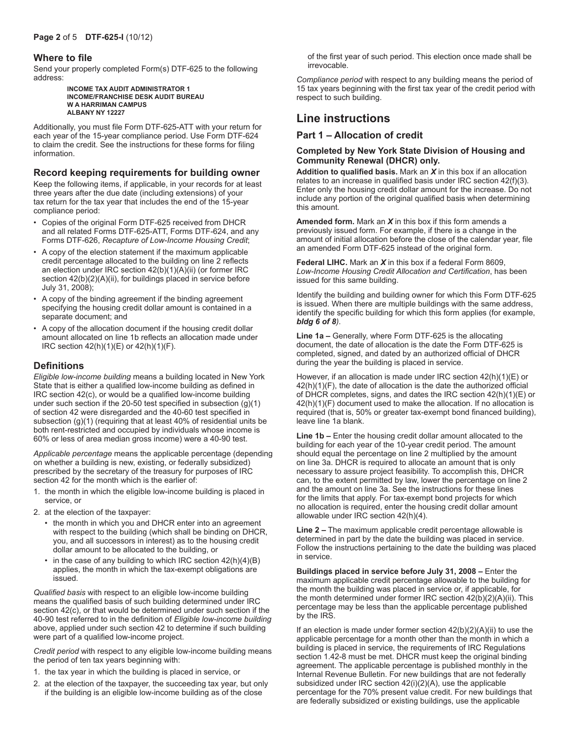## Where to file

Send your properly completed Form(s) DTF-625 to the following address:

**INCOME TAX AUDIT ADMINISTRATOR 1**
**INCOME/FRANCHISE DESK AUDIT BUREAU**
**W A HARRIMAN CAMPUS**
**ALBANY NY 12227**

Additionally, you must file Form DTF-625-ATT with your return for each year of the 15-year compliance period. Use Form DTF-624 to claim the credit. See the instructions for these forms for filing information.

## Record keeping requirements for building owner

Keep the following items, if applicable, in your records for at least three years after the due date (including extensions) of your tax return for the tax year that includes the end of the 15-year compliance period:

- Copies of the original Form DTF-625 received from DHCR and all related Forms DTF-625-ATT, Forms DTF-624, and any Forms DTF-626, *Recapture of Low-Income Housing Credit*;
- A copy of the election statement if the maximum applicable credit percentage allocated to the building on line 2 reflects an election under IRC section 42(b)(1)(A)(ii) (or former IRC section 42(b)(2)(A)(ii), for buildings placed in service before July 31, 2008);
- A copy of the binding agreement if the binding agreement specifying the housing credit dollar amount is contained in a separate document; and
- A copy of the allocation document if the housing credit dollar amount allocated on line 1b reflects an allocation made under IRC section 42(h)(1)(E) or 42(h)(1)(F).

## Definitions

*Eligible low-income building* means a building located in New York State that is either a qualified low-income building as defined in IRC section 42(c), or would be a qualified low-income building under such section if the 20-50 test specified in subsection (g)(1) of section 42 were disregarded and the 40-60 test specified in subsection (g)(1) (requiring that at least 40% of residential units be both rent-restricted and occupied by individuals whose income is 60% or less of area median gross income) were a 40-90 test.

*Applicable percentage* means the applicable percentage (depending on whether a building is new, existing, or federally subsidized) prescribed by the secretary of the treasury for purposes of IRC section 42 for the month which is the earlier of:

1. the month in which the eligible low-income building is placed in service, or
2. at the election of the taxpayer:
   - the month in which you and DHCR enter into an agreement with respect to the building (which shall be binding on DHCR, you, and all successors in interest) as to the housing credit dollar amount to be allocated to the building, or
   - in the case of any building to which IRC section 42(h)(4)(B) applies, the month in which the tax-exempt obligations are issued.

*Qualified basis* with respect to an eligible low-income building means the qualified basis of such building determined under IRC section 42(c), or that would be determined under such section if the 40-90 test referred to in the definition of *Eligible low-income building* above, applied under such section 42 to determine if such building were part of a qualified low-income project.

*Credit period* with respect to any eligible low-income building means the period of ten tax years beginning with:

1. the tax year in which the building is placed in service, or
2. at the election of the taxpayer, the succeeding tax year, but only if the building is an eligible low-income building as of the close of the first year of such period. This election once made shall be irrevocable.

*Compliance period* with respect to any building means the period of 15 tax years beginning with the first tax year of the credit period with respect to such building.

# Line instructions

## Part 1 – Allocation of credit

### Completed by New York State Division of Housing and Community Renewal (DHCR) only.

**Addition to qualified basis.** Mark an ***X*** in this box if an allocation relates to an increase in qualified basis under IRC section 42(f)(3). Enter only the housing credit dollar amount for the increase. Do not include any portion of the original qualified basis when determining this amount.

**Amended form.** Mark an ***X*** in this box if this form amends a previously issued form. For example, if there is a change in the amount of initial allocation before the close of the calendar year, file an amended Form DTF-625 instead of the original form.

**Federal LIHC.** Mark an ***X*** in this box if a federal Form 8609, *Low-Income Housing Credit Allocation and Certification*, has been issued for this same building.

Identify the building and building owner for which this Form DTF-625 is issued. When there are multiple buildings with the same address, identify the specific building for which this form applies (for example, ***bldg 6 of 8***).

**Line 1a –** Generally, where Form DTF-625 is the allocating document, the date of allocation is the date the Form DTF-625 is completed, signed, and dated by an authorized official of DHCR during the year the building is placed in service.

However, if an allocation is made under IRC section 42(h)(1)(E) or 42(h)(1)(F), the date of allocation is the date the authorized official of DHCR completes, signs, and dates the IRC section 42(h)(1)(E) or 42(h)(1)(F) document used to make the allocation. If no allocation is required (that is, 50% or greater tax-exempt bond financed building), leave line 1a blank.

**Line 1b –** Enter the housing credit dollar amount allocated to the building for each year of the 10-year credit period. The amount should equal the percentage on line 2 multiplied by the amount on line 3a. DHCR is required to allocate an amount that is only necessary to assure project feasibility. To accomplish this, DHCR can, to the extent permitted by law, lower the percentage on line 2 and the amount on line 3a. See the instructions for these lines for the limits that apply. For tax-exempt bond projects for which no allocation is required, enter the housing credit dollar amount allowable under IRC section 42(h)(4).

**Line 2 –** The maximum applicable credit percentage allowable is determined in part by the date the building was placed in service. Follow the instructions pertaining to the date the building was placed in service.

**Buildings placed in service before July 31, 2008 –** Enter the maximum applicable credit percentage allowable to the building for the month the building was placed in service or, if applicable, for the month determined under former IRC section 42(b)(2)(A)(ii). This percentage may be less than the applicable percentage published by the IRS.

If an election is made under former section 42(b)(2)(A)(ii) to use the applicable percentage for a month other than the month in which a building is placed in service, the requirements of IRC Regulations section 1.42-8 must be met. DHCR must keep the original binding agreement. The applicable percentage is published monthly in the Internal Revenue Bulletin. For new buildings that are not federally subsidized under IRC section 42(i)(2)(A), use the applicable percentage for the 70% present value credit. For new buildings that are federally subsidized or existing buildings, use the applicable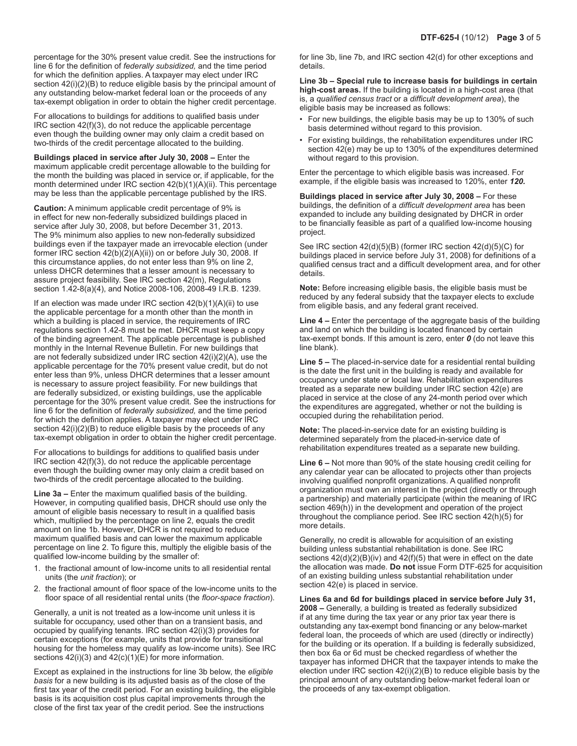percentage for the 30% present value credit. See the instructions for line 6 for the definition of *federally subsidized,* and the time period for which the definition applies. A taxpayer may elect under IRC section 42(i)(2)(B) to reduce eligible basis by the principal amount of any outstanding below-market federal loan or the proceeds of any tax-exempt obligation in order to obtain the higher credit percentage.

For allocations to buildings for additions to qualified basis under IRC section 42(f)(3), do not reduce the applicable percentage even though the building owner may only claim a credit based on two-thirds of the credit percentage allocated to the building.

**Buildings placed in service after July 30, 2008 –** Enter the maximum applicable credit percentage allowable to the building for the month the building was placed in service or, if applicable, for the month determined under IRC section 42(b)(1)(A)(ii). This percentage may be less than the applicable percentage published by the IRS.

**Caution:** A minimum applicable credit percentage of 9% is in effect for new non-federally subsidized buildings placed in service after July 30, 2008, but before December 31, 2013. The 9% minimum also applies to new non-federally subsidized buildings even if the taxpayer made an irrevocable election (under former IRC section 42(b)(2)(A)(ii)) on or before July 30, 2008. If this circumstance applies, do not enter less than 9% on line 2, unless DHCR determines that a lesser amount is necessary to assure project feasibility. See IRC section 42(m), Regulations section 1.42-8(a)(4), and Notice 2008-106, 2008-49 I.R.B. 1239.

If an election was made under IRC section 42(b)(1)(A)(ii) to use the applicable percentage for a month other than the month in which a building is placed in service, the requirements of IRC regulations section 1.42-8 must be met. DHCR must keep a copy of the binding agreement. The applicable percentage is published monthly in the Internal Revenue Bulletin. For new buildings that are not federally subsidized under IRC section 42(i)(2)(A), use the applicable percentage for the 70% present value credit, but do not enter less than 9%, unless DHCR determines that a lesser amount is necessary to assure project feasibility. For new buildings that are federally subsidized, or existing buildings, use the applicable percentage for the 30% present value credit. See the instructions for line 6 for the definition of *federally subsidized,* and the time period for which the definition applies. A taxpayer may elect under IRC section 42(i)(2)(B) to reduce eligible basis by the proceeds of any tax-exempt obligation in order to obtain the higher credit percentage.

For allocations to buildings for additions to qualified basis under IRC section 42(f)(3), do not reduce the applicable percentage even though the building owner may only claim a credit based on two-thirds of the credit percentage allocated to the building.

**Line 3a –** Enter the maximum qualified basis of the building. However, in computing qualified basis, DHCR should use only the amount of eligible basis necessary to result in a qualified basis which, multiplied by the percentage on line 2, equals the credit amount on line 1b. However, DHCR is not required to reduce maximum qualified basis and can lower the maximum applicable percentage on line 2. To figure this, multiply the eligible basis of the qualified low-income building by the smaller of:

1. the fractional amount of low-income units to all residential rental units (the *unit fraction*); or
2. the fractional amount of floor space of the low-income units to the floor space of all residential rental units (the *floor-space fraction*).

Generally, a unit is not treated as a low-income unit unless it is suitable for occupancy, used other than on a transient basis, and occupied by qualifying tenants. IRC section 42(i)(3) provides for certain exceptions (for example, units that provide for transitional housing for the homeless may qualify as low-income units). See IRC sections 42(i)(3) and 42(c)(1)(E) for more information.

Except as explained in the instructions for line 3b below, the *eligible basis* for a new building is its adjusted basis as of the close of the first tax year of the credit period. For an existing building, the eligible basis is its acquisition cost plus capital improvements through the close of the first tax year of the credit period. See the instructions for line 3b, line 7b, and IRC section 42(d) for other exceptions and details.

**Line 3b – Special rule to increase basis for buildings in certain high-cost areas.** If the building is located in a high-cost area (that is, a *qualified census tract* or a *difficult development area*), the eligible basis may be increased as follows:

- For new buildings, the eligible basis may be up to 130% of such basis determined without regard to this provision.
- For existing buildings, the rehabilitation expenditures under IRC section 42(e) may be up to 130% of the expenditures determined without regard to this provision.

Enter the percentage to which eligible basis was increased. For example, if the eligible basis was increased to 120%, enter ***120.***

**Buildings placed in service after July 30, 2008 –** For these buildings, the definition of a *difficult development area* has been expanded to include any building designated by DHCR in order to be financially feasible as part of a qualified low-income housing project.

See IRC section 42(d)(5)(B) (former IRC section 42(d)(5)(C) for buildings placed in service before July 31, 2008) for definitions of a qualified census tract and a difficult development area, and for other details.

**Note:** Before increasing eligible basis, the eligible basis must be reduced by any federal subsidy that the taxpayer elects to exclude from eligible basis, and any federal grant received.

**Line 4 –** Enter the percentage of the aggregate basis of the building and land on which the building is located financed by certain tax-exempt bonds. If this amount is zero, enter ***0*** (do not leave this line blank).

**Line 5 –** The placed-in-service date for a residential rental building is the date the first unit in the building is ready and available for occupancy under state or local law. Rehabilitation expenditures treated as a separate new building under IRC section 42(e) are placed in service at the close of any 24-month period over which the expenditures are aggregated, whether or not the building is occupied during the rehabilitation period.

**Note:** The placed-in-service date for an existing building is determined separately from the placed-in-service date of rehabilitation expenditures treated as a separate new building.

**Line 6 –** Not more than 90% of the state housing credit ceiling for any calendar year can be allocated to projects other than projects involving qualified nonprofit organizations. A qualified nonprofit organization must own an interest in the project (directly or through a partnership) and materially participate (within the meaning of IRC section 469(h)) in the development and operation of the project throughout the compliance period. See IRC section 42(h)(5) for more details.

Generally, no credit is allowable for acquisition of an existing building unless substantial rehabilitation is done. See IRC sections 42(d)(2)(B)(iv) and 42(f)(5) that were in effect on the date the allocation was made. **Do not** issue Form DTF-625 for acquisition of an existing building unless substantial rehabilitation under section 42(e) is placed in service.

**Lines 6a and 6d for buildings placed in service before July 31, 2008 –** Generally, a building is treated as federally subsidized if at any time during the tax year or any prior tax year there is outstanding any tax-exempt bond financing or any below-market federal loan, the proceeds of which are used (directly or indirectly) for the building or its operation. If a building is federally subsidized, then box 6a or 6d must be checked regardless of whether the taxpayer has informed DHCR that the taxpayer intends to make the election under IRC section 42(i)(2)(B) to reduce eligible basis by the principal amount of any outstanding below-market federal loan or the proceeds of any tax-exempt obligation.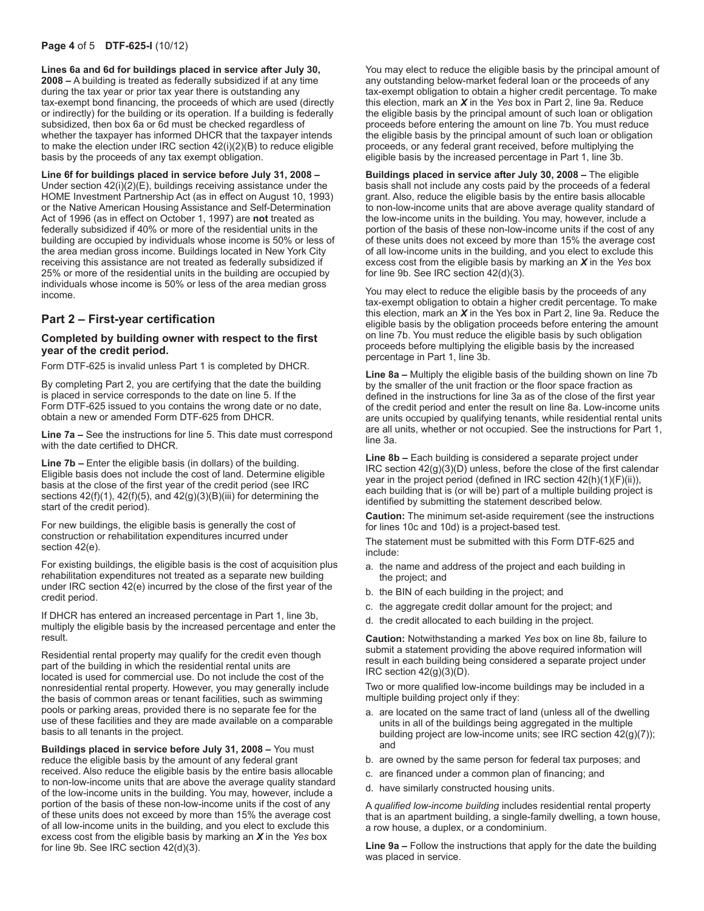**Lines 6a and 6d for buildings placed in service after July 30, 2008 –** A building is treated as federally subsidized if at any time during the tax year or prior tax year there is outstanding any tax-exempt bond financing, the proceeds of which are used (directly or indirectly) for the building or its operation. If a building is federally subsidized, then box 6a or 6d must be checked regardless of whether the taxpayer has informed DHCR that the taxpayer intends to make the election under IRC section 42(i)(2)(B) to reduce eligible basis by the proceeds of any tax exempt obligation.

**Line 6f for buildings placed in service before July 31, 2008 –** Under section 42(i)(2)(E), buildings receiving assistance under the HOME Investment Partnership Act (as in effect on August 10, 1993) or the Native American Housing Assistance and Self-Determination Act of 1996 (as in effect on October 1, 1997) are **not** treated as federally subsidized if 40% or more of the residential units in the building are occupied by individuals whose income is 50% or less of the area median gross income. Buildings located in New York City receiving this assistance are not treated as federally subsidized if 25% or more of the residential units in the building are occupied by individuals whose income is 50% or less of the area median gross income.

## Part 2 – First-year certification

### Completed by building owner with respect to the first year of the credit period.

Form DTF-625 is invalid unless Part 1 is completed by DHCR.

By completing Part 2, you are certifying that the date the building is placed in service corresponds to the date on line 5. If the Form DTF-625 issued to you contains the wrong date or no date, obtain a new or amended Form DTF-625 from DHCR.

**Line 7a –** See the instructions for line 5. This date must correspond with the date certified to DHCR.

**Line 7b –** Enter the eligible basis (in dollars) of the building. Eligible basis does not include the cost of land. Determine eligible basis at the close of the first year of the credit period (see IRC sections 42(f)(1), 42(f)(5), and 42(g)(3)(B)(iii) for determining the start of the credit period).

For new buildings, the eligible basis is generally the cost of construction or rehabilitation expenditures incurred under section 42(e).

For existing buildings, the eligible basis is the cost of acquisition plus rehabilitation expenditures not treated as a separate new building under IRC section 42(e) incurred by the close of the first year of the credit period.

If DHCR has entered an increased percentage in Part 1, line 3b, multiply the eligible basis by the increased percentage and enter the result.

Residential rental property may qualify for the credit even though part of the building in which the residential rental units are located is used for commercial use. Do not include the cost of the nonresidential rental property. However, you may generally include the basis of common areas or tenant facilities, such as swimming pools or parking areas, provided there is no separate fee for the use of these facilities and they are made available on a comparable basis to all tenants in the project.

**Buildings placed in service before July 31, 2008 –** You must reduce the eligible basis by the amount of any federal grant received. Also reduce the eligible basis by the entire basis allocable to non-low-income units that are above the average quality standard of the low-income units in the building. You may, however, include a portion of the basis of these non-low-income units if the cost of any of these units does not exceed by more than 15% the average cost of all low-income units in the building, and you elect to exclude this excess cost from the eligible basis by marking an ***X*** in the *Yes* box for line 9b. See IRC section 42(d)(3).

You may elect to reduce the eligible basis by the principal amount of any outstanding below-market federal loan or the proceeds of any tax-exempt obligation to obtain a higher credit percentage. To make this election, mark an ***X*** in the *Yes* box in Part 2, line 9a. Reduce the eligible basis by the principal amount of such loan or obligation proceeds before entering the amount on line 7b. You must reduce the eligible basis by the principal amount of such loan or obligation proceeds, or any federal grant received, before multiplying the eligible basis by the increased percentage in Part 1, line 3b.

**Buildings placed in service after July 30, 2008 –** The eligible basis shall not include any costs paid by the proceeds of a federal grant. Also, reduce the eligible basis by the entire basis allocable to non-low-income units that are above average quality standard of the low-income units in the building. You may, however, include a portion of the basis of these non-low-income units if the cost of any of these units does not exceed by more than 15% the average cost of all low-income units in the building, and you elect to exclude this excess cost from the eligible basis by marking an ***X*** in the *Yes* box for line 9b. See IRC section 42(d)(3).

You may elect to reduce the eligible basis by the proceeds of any tax-exempt obligation to obtain a higher credit percentage. To make this election, mark an ***X*** in the Yes box in Part 2, line 9a. Reduce the eligible basis by the obligation proceeds before entering the amount on line 7b. You must reduce the eligible basis by such obligation proceeds before multiplying the eligible basis by the increased percentage in Part 1, line 3b.

**Line 8a –** Multiply the eligible basis of the building shown on line 7b by the smaller of the unit fraction or the floor space fraction as defined in the instructions for line 3a as of the close of the first year of the credit period and enter the result on line 8a. Low-income units are units occupied by qualifying tenants, while residential rental units are all units, whether or not occupied. See the instructions for Part 1, line 3a.

**Line 8b –** Each building is considered a separate project under IRC section 42(g)(3)(D) unless, before the close of the first calendar year in the project period (defined in IRC section 42(h)(1)(F)(ii)), each building that is (or will be) part of a multiple building project is identified by submitting the statement described below.

**Caution:** The minimum set-aside requirement (see the instructions for lines 10c and 10d) is a project-based test.

The statement must be submitted with this Form DTF-625 and include:

a. the name and address of the project and each building in the project; and
b. the BIN of each building in the project; and
c. the aggregate credit dollar amount for the project; and
d. the credit allocated to each building in the project.

**Caution:** Notwithstanding a marked *Yes* box on line 8b, failure to submit a statement providing the above required information will result in each building being considered a separate project under IRC section 42(g)(3)(D).

Two or more qualified low-income buildings may be included in a multiple building project only if they:

a. are located on the same tract of land (unless all of the dwelling units in all of the buildings being aggregated in the multiple building project are low-income units; see IRC section 42(g)(7)); and
b. are owned by the same person for federal tax purposes; and
c. are financed under a common plan of financing; and
d. have similarly constructed housing units.

A *qualified low-income building* includes residential rental property that is an apartment building, a single-family dwelling, a town house, a row house, a duplex, or a condominium.

**Line 9a –** Follow the instructions that apply for the date the building was placed in service.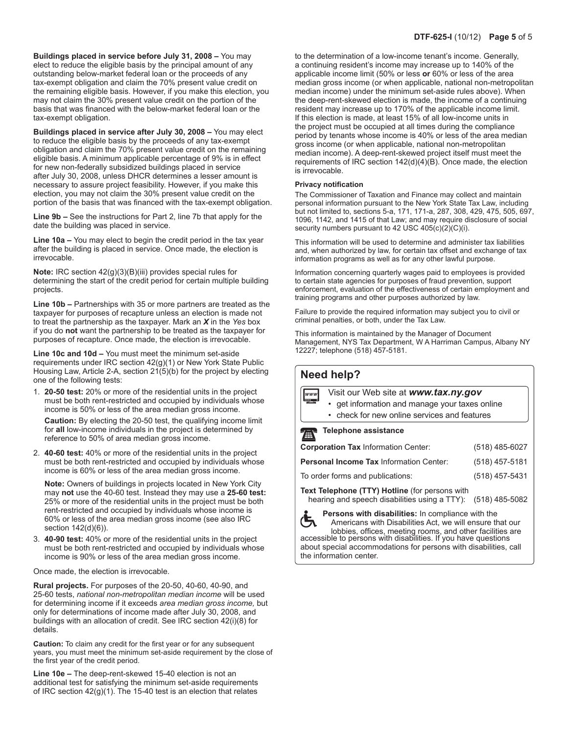**Buildings placed in service before July 31, 2008 –** You may elect to reduce the eligible basis by the principal amount of any outstanding below-market federal loan or the proceeds of any tax-exempt obligation and claim the 70% present value credit on the remaining eligible basis. However, if you make this election, you may not claim the 30% present value credit on the portion of the basis that was financed with the below-market federal loan or the tax-exempt obligation.

**Buildings placed in service after July 30, 2008 –** You may elect to reduce the eligible basis by the proceeds of any tax-exempt obligation and claim the 70% present value credit on the remaining eligible basis. A minimum applicable percentage of 9% is in effect for new non-federally subsidized buildings placed in service after July 30, 2008, unless DHCR determines a lesser amount is necessary to assure project feasibility. However, if you make this election, you may not claim the 30% present value credit on the portion of the basis that was financed with the tax-exempt obligation.

**Line 9b –** See the instructions for Part 2, line 7b that apply for the date the building was placed in service.

**Line 10a –** You may elect to begin the credit period in the tax year after the building is placed in service. Once made, the election is irrevocable.

**Note:** IRC section 42(g)(3)(B)(iii) provides special rules for determining the start of the credit period for certain multiple building projects.

**Line 10b –** Partnerships with 35 or more partners are treated as the taxpayer for purposes of recapture unless an election is made not to treat the partnership as the taxpayer. Mark an ***X*** in the *Yes* box if you do **not** want the partnership to be treated as the taxpayer for purposes of recapture. Once made, the election is irrevocable.

**Line 10c and 10d –** You must meet the minimum set-aside requirements under IRC section 42(g)(1) or New York State Public Housing Law, Article 2-A, section 21(5)(b) for the project by electing one of the following tests:

1. **20-50 test:** 20% or more of the residential units in the project must be both rent-restricted and occupied by individuals whose income is 50% or less of the area median gross income.

   **Caution:** By electing the 20-50 test, the qualifying income limit for **all** low-income individuals in the project is determined by reference to 50% of area median gross income.

2. **40-60 test:** 40% or more of the residential units in the project must be both rent-restricted and occupied by individuals whose income is 60% or less of the area median gross income.

   **Note:** Owners of buildings in projects located in New York City may **not** use the 40-60 test. Instead they may use a **25-60 test:** 25% or more of the residential units in the project must be both rent-restricted and occupied by individuals whose income is 60% or less of the area median gross income (see also IRC section 142(d)(6)).

3. **40-90 test:** 40% or more of the residential units in the project must be both rent-restricted and occupied by individuals whose income is 90% or less of the area median gross income.

Once made, the election is irrevocable.

**Rural projects.** For purposes of the 20-50, 40-60, 40-90, and 25-60 tests, *national non-metropolitan median income* will be used for determining income if it exceeds *area median gross income,* but only for determinations of income made after July 30, 2008, and buildings with an allocation of credit. See IRC section 42(i)(8) for details.

**Caution:** To claim any credit for the first year or for any subsequent years, you must meet the minimum set-aside requirement by the close of the first year of the credit period.

**Line 10e –** The deep-rent-skewed 15-40 election is not an additional test for satisfying the minimum set-aside requirements of IRC section 42(g)(1). The 15-40 test is an election that relates to the determination of a low-income tenant's income. Generally, a continuing resident's income may increase up to 140% of the applicable income limit (50% or less **or** 60% or less of the area median gross income (or when applicable, national non-metropolitan median income) under the minimum set-aside rules above). When the deep-rent-skewed election is made, the income of a continuing resident may increase up to 170% of the applicable income limit. If this election is made, at least 15% of all low-income units in the project must be occupied at all times during the compliance period by tenants whose income is 40% or less of the area median gross income (or when applicable, national non-metropolitan median income). A deep-rent-skewed project itself must meet the requirements of IRC section 142(d)(4)(B). Once made, the election is irrevocable.

#### Privacy notification

The Commissioner of Taxation and Finance may collect and maintain personal information pursuant to the New York State Tax Law, including but not limited to, sections 5-a, 171, 171-a, 287, 308, 429, 475, 505, 697, 1096, 1142, and 1415 of that Law; and may require disclosure of social security numbers pursuant to 42 USC 405(c)(2)(C)(i).

This information will be used to determine and administer tax liabilities and, when authorized by law, for certain tax offset and exchange of tax information programs as well as for any other lawful purpose.

Information concerning quarterly wages paid to employees is provided to certain state agencies for purposes of fraud prevention, support enforcement, evaluation of the effectiveness of certain employment and training programs and other purposes authorized by law.

Failure to provide the required information may subject you to civil or criminal penalties, or both, under the Tax Law.

This information is maintained by the Manager of Document Management, NYS Tax Department, W A Harriman Campus, Albany NY 12227; telephone (518) 457-5181.

## Need help?

Visit our Web site at ***www.tax.ny.gov***
- get information and manage your taxes online
- check for new online services and features

**Telephone assistance**

| | |
|---|---|
| **Corporation Tax** Information Center: | (518) 485-6027 |
| **Personal Income Tax** Information Center: | (518) 457-5181 |
| To order forms and publications: | (518) 457-5431 |
| **Text Telephone (TTY) Hotline** (for persons with hearing and speech disabilities using a TTY): | (518) 485-5082 |

**Persons with disabilities:** In compliance with the Americans with Disabilities Act, we will ensure that our lobbies, offices, meeting rooms, and other facilities are accessible to persons with disabilities. If you have questions about special accommodations for persons with disabilities, call the information center.